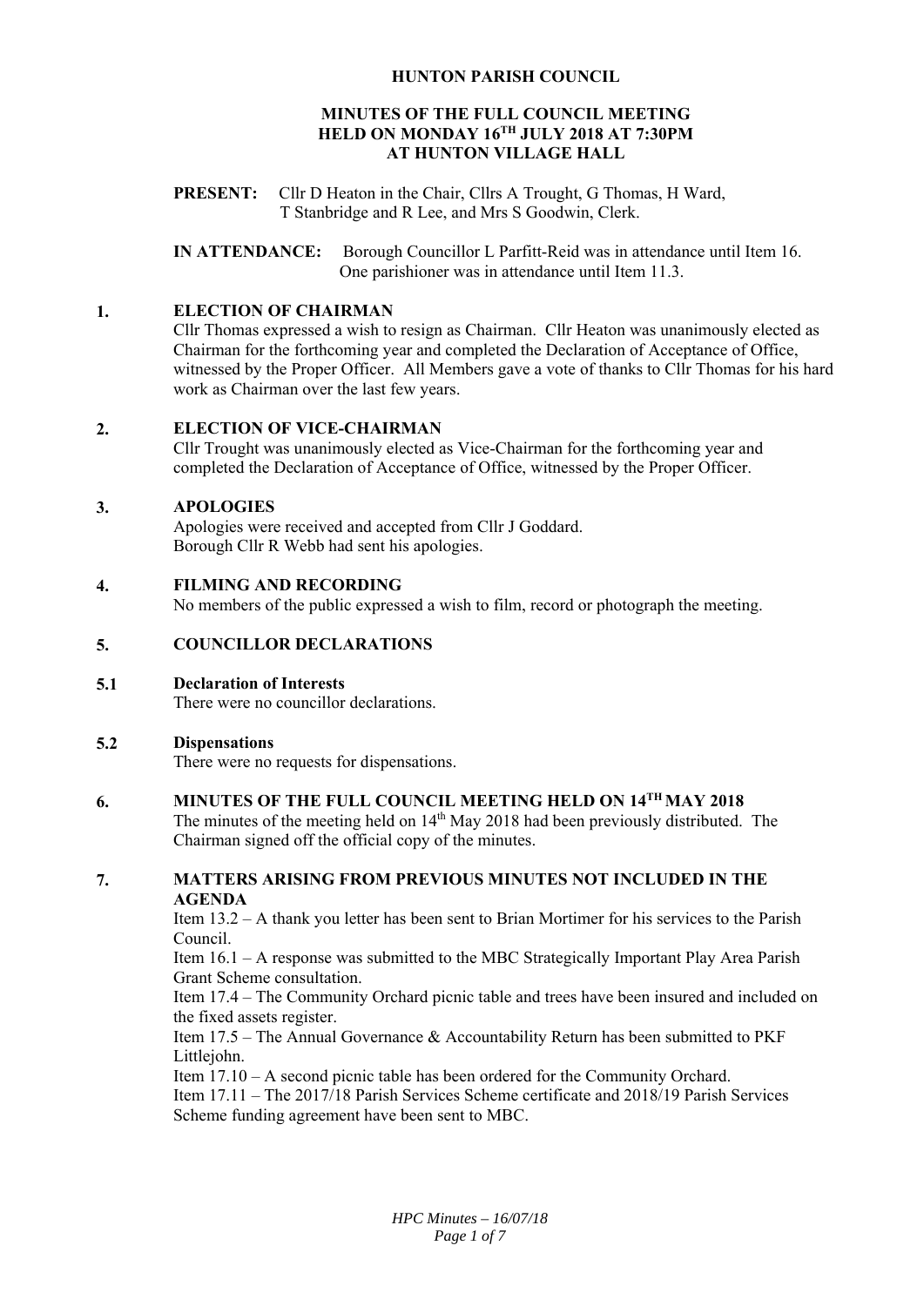# HUNTON PARISH COUNCIL

## MINUTES OF THE FULL COUNCIL MEETING HELD ON MONDAY 16TH JULY 2018 AT 7:30PM AT HUNTON VILLAGE HALL

**PRESENT:** Cllr D Heaton in the Chair, Cllrs A Trought, G Thomas, H Ward, T Stanbridge and R Lee, and Mrs S Goodwin, Clerk.

**IN ATTENDANCE:** Borough Councillor L Parfitt-Reid was in attendance until Item 16. One parishioner was in attendance until Item 11.3.

### 1. ELECTION OF CHAIRMAN

Cllr Thomas expressed a wish to resign as Chairman. Cllr Heaton was unanimously elected as Chairman for the forthcoming year and completed the Declaration of Acceptance of Office, witnessed by the Proper Officer. All Members gave a vote of thanks to Cllr Thomas for his hard work as Chairman over the last few years.

### 2. ELECTION OF VICE-CHAIRMAN

Cllr Trought was unanimously elected as Vice-Chairman for the forthcoming year and completed the Declaration of Acceptance of Office, witnessed by the Proper Officer.

### 3. APOLOGIES

Apologies were received and accepted from Cllr J Goddard.
Borough Cllr R Webb had sent his apologies.

### 4. FILMING AND RECORDING

No members of the public expressed a wish to film, record or photograph the meeting.

### 5. COUNCILLOR DECLARATIONS

#### 5.1 Declaration of Interests

There were no councillor declarations.

#### 5.2 Dispensations

There were no requests for dispensations.

### 6. MINUTES OF THE FULL COUNCIL MEETING HELD ON 14TH MAY 2018

The minutes of the meeting held on 14th May 2018 had been previously distributed. The Chairman signed off the official copy of the minutes.

### 7. MATTERS ARISING FROM PREVIOUS MINUTES NOT INCLUDED IN THE AGENDA

Item 13.2 – A thank you letter has been sent to Brian Mortimer for his services to the Parish Council.

Item 16.1 – A response was submitted to the MBC Strategically Important Play Area Parish Grant Scheme consultation.

Item 17.4 – The Community Orchard picnic table and trees have been insured and included on the fixed assets register.

Item 17.5 – The Annual Governance & Accountability Return has been submitted to PKF Littlejohn.

Item 17.10 – A second picnic table has been ordered for the Community Orchard.

Item 17.11 – The 2017/18 Parish Services Scheme certificate and 2018/19 Parish Services Scheme funding agreement have been sent to MBC.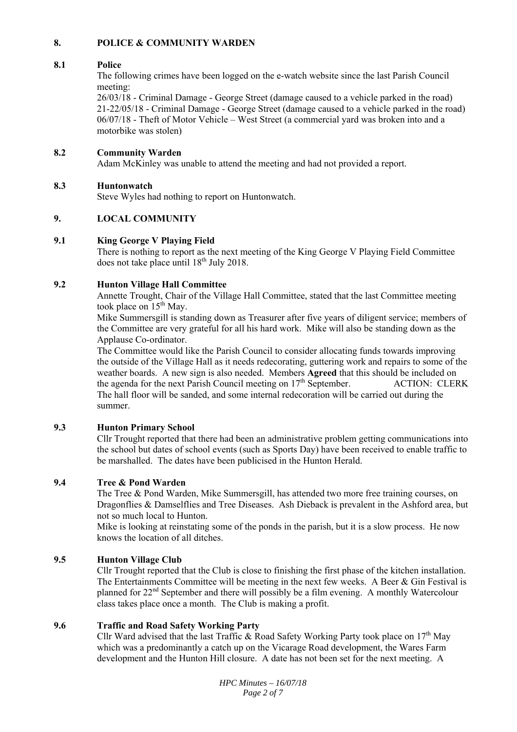## 8. POLICE & COMMUNITY WARDEN

### 8.1 Police

The following crimes have been logged on the e-watch website since the last Parish Council meeting:

26/03/18 - Criminal Damage - George Street (damage caused to a vehicle parked in the road)
21-22/05/18 - Criminal Damage - George Street (damage caused to a vehicle parked in the road)
06/07/18 - Theft of Motor Vehicle – West Street (a commercial yard was broken into and a motorbike was stolen)

### 8.2 Community Warden

Adam McKinley was unable to attend the meeting and had not provided a report.

### 8.3 Huntonwatch

Steve Wyles had nothing to report on Huntonwatch.

## 9. LOCAL COMMUNITY

### 9.1 King George V Playing Field

There is nothing to report as the next meeting of the King George V Playing Field Committee does not take place until 18th July 2018.

### 9.2 Hunton Village Hall Committee

Annette Trought, Chair of the Village Hall Committee, stated that the last Committee meeting took place on 15th May.

Mike Summersgill is standing down as Treasurer after five years of diligent service; members of the Committee are very grateful for all his hard work. Mike will also be standing down as the Applause Co-ordinator.

The Committee would like the Parish Council to consider allocating funds towards improving the outside of the Village Hall as it needs redecorating, guttering work and repairs to some of the weather boards. A new sign is also needed. Members **Agreed** that this should be included on the agenda for the next Parish Council meeting on 17th September. ACTION: CLERK

The hall floor will be sanded, and some internal redecoration will be carried out during the summer.

### 9.3 Hunton Primary School

Cllr Trought reported that there had been an administrative problem getting communications into the school but dates of school events (such as Sports Day) have been received to enable traffic to be marshalled. The dates have been publicised in the Hunton Herald.

### 9.4 Tree & Pond Warden

The Tree & Pond Warden, Mike Summersgill, has attended two more free training courses, on Dragonflies & Damselflies and Tree Diseases. Ash Dieback is prevalent in the Ashford area, but not so much local to Hunton.

Mike is looking at reinstating some of the ponds in the parish, but it is a slow process. He now knows the location of all ditches.

### 9.5 Hunton Village Club

Cllr Trought reported that the Club is close to finishing the first phase of the kitchen installation. The Entertainments Committee will be meeting in the next few weeks. A Beer & Gin Festival is planned for 22nd September and there will possibly be a film evening. A monthly Watercolour class takes place once a month. The Club is making a profit.

### 9.6 Traffic and Road Safety Working Party

Cllr Ward advised that the last Traffic & Road Safety Working Party took place on 17th May which was a predominantly a catch up on the Vicarage Road development, the Wares Farm development and the Hunton Hill closure. A date has not been set for the next meeting. A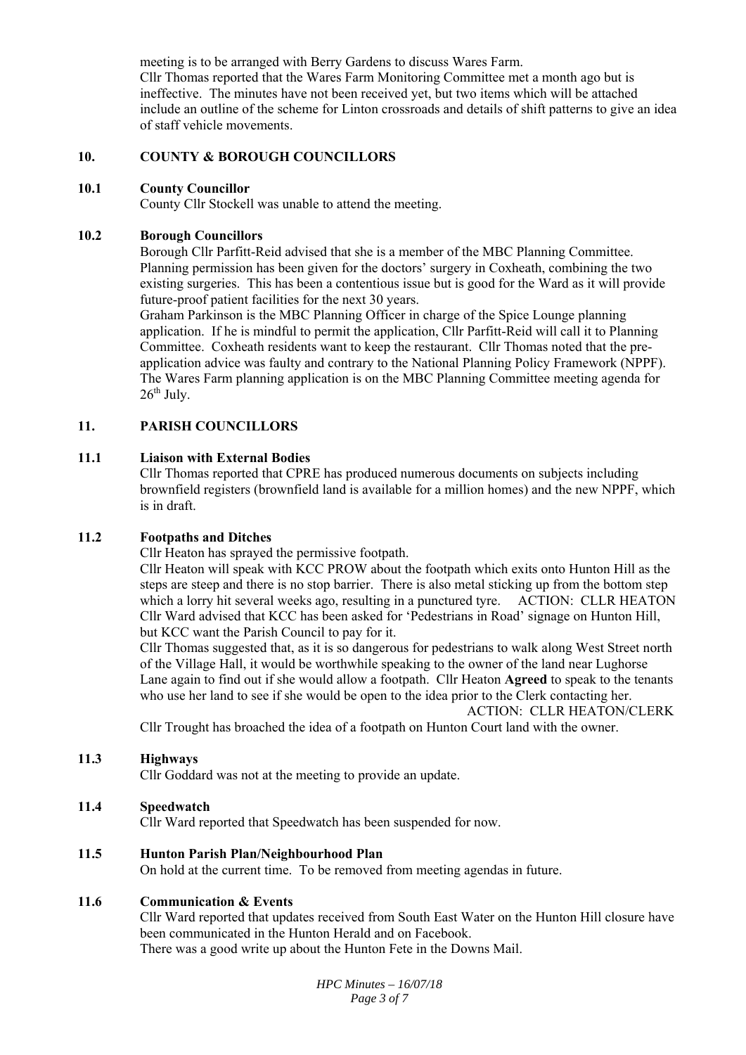meeting is to be arranged with Berry Gardens to discuss Wares Farm.

Cllr Thomas reported that the Wares Farm Monitoring Committee met a month ago but is ineffective. The minutes have not been received yet, but two items which will be attached include an outline of the scheme for Linton crossroads and details of shift patterns to give an idea of staff vehicle movements.

## 10. COUNTY & BOROUGH COUNCILLORS

### 10.1 County Councillor

County Cllr Stockell was unable to attend the meeting.

### 10.2 Borough Councillors

Borough Cllr Parfitt-Reid advised that she is a member of the MBC Planning Committee. Planning permission has been given for the doctors' surgery in Coxheath, combining the two existing surgeries. This has been a contentious issue but is good for the Ward as it will provide future-proof patient facilities for the next 30 years.

Graham Parkinson is the MBC Planning Officer in charge of the Spice Lounge planning application. If he is mindful to permit the application, Cllr Parfitt-Reid will call it to Planning Committee. Coxheath residents want to keep the restaurant. Cllr Thomas noted that the pre-application advice was faulty and contrary to the National Planning Policy Framework (NPPF). The Wares Farm planning application is on the MBC Planning Committee meeting agenda for 26th July.

## 11. PARISH COUNCILLORS

### 11.1 Liaison with External Bodies

Cllr Thomas reported that CPRE has produced numerous documents on subjects including brownfield registers (brownfield land is available for a million homes) and the new NPPF, which is in draft.

### 11.2 Footpaths and Ditches

Cllr Heaton has sprayed the permissive footpath.

Cllr Heaton will speak with KCC PROW about the footpath which exits onto Hunton Hill as the steps are steep and there is no stop barrier. There is also metal sticking up from the bottom step which a lorry hit several weeks ago, resulting in a punctured tyre. ACTION: CLLR HEATON

Cllr Ward advised that KCC has been asked for 'Pedestrians in Road' signage on Hunton Hill, but KCC want the Parish Council to pay for it.

Cllr Thomas suggested that, as it is so dangerous for pedestrians to walk along West Street north of the Village Hall, it would be worthwhile speaking to the owner of the land near Lughorse Lane again to find out if she would allow a footpath. Cllr Heaton **Agreed** to speak to the tenants who use her land to see if she would be open to the idea prior to the Clerk contacting her.

ACTION: CLLR HEATON/CLERK

Cllr Trought has broached the idea of a footpath on Hunton Court land with the owner.

### 11.3 Highways

Cllr Goddard was not at the meeting to provide an update.

### 11.4 Speedwatch

Cllr Ward reported that Speedwatch has been suspended for now.

### 11.5 Hunton Parish Plan/Neighbourhood Plan

On hold at the current time. To be removed from meeting agendas in future.

### 11.6 Communication & Events

Cllr Ward reported that updates received from South East Water on the Hunton Hill closure have been communicated in the Hunton Herald and on Facebook.

There was a good write up about the Hunton Fete in the Downs Mail.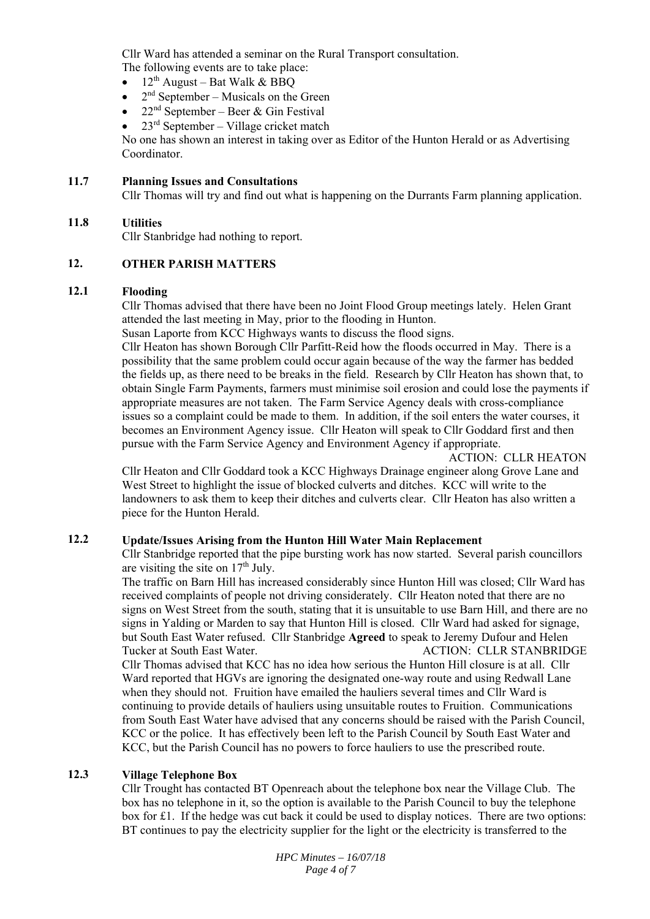Cllr Ward has attended a seminar on the Rural Transport consultation.
The following events are to take place:

- 12th August – Bat Walk & BBQ
- 2nd September – Musicals on the Green
- 22nd September – Beer & Gin Festival
- 23rd September – Village cricket match

No one has shown an interest in taking over as Editor of the Hunton Herald or as Advertising Coordinator.

### 11.7 Planning Issues and Consultations

Cllr Thomas will try and find out what is happening on the Durrants Farm planning application.

### 11.8 Utilities

Cllr Stanbridge had nothing to report.

## 12. OTHER PARISH MATTERS

### 12.1 Flooding

Cllr Thomas advised that there have been no Joint Flood Group meetings lately. Helen Grant attended the last meeting in May, prior to the flooding in Hunton.

Susan Laporte from KCC Highways wants to discuss the flood signs.

Cllr Heaton has shown Borough Cllr Parfitt-Reid how the floods occurred in May. There is a possibility that the same problem could occur again because of the way the farmer has bedded the fields up, as there need to be breaks in the field. Research by Cllr Heaton has shown that, to obtain Single Farm Payments, farmers must minimise soil erosion and could lose the payments if appropriate measures are not taken. The Farm Service Agency deals with cross-compliance issues so a complaint could be made to them. In addition, if the soil enters the water courses, it becomes an Environment Agency issue. Cllr Heaton will speak to Cllr Goddard first and then pursue with the Farm Service Agency and Environment Agency if appropriate.

ACTION: CLLR HEATON

Cllr Heaton and Cllr Goddard took a KCC Highways Drainage engineer along Grove Lane and West Street to highlight the issue of blocked culverts and ditches. KCC will write to the landowners to ask them to keep their ditches and culverts clear. Cllr Heaton has also written a piece for the Hunton Herald.

### 12.2 Update/Issues Arising from the Hunton Hill Water Main Replacement

Cllr Stanbridge reported that the pipe bursting work has now started. Several parish councillors are visiting the site on 17th July.

The traffic on Barn Hill has increased considerably since Hunton Hill was closed; Cllr Ward has received complaints of people not driving considerately. Cllr Heaton noted that there are no signs on West Street from the south, stating that it is unsuitable to use Barn Hill, and there are no signs in Yalding or Marden to say that Hunton Hill is closed. Cllr Ward had asked for signage, but South East Water refused. Cllr Stanbridge **Agreed** to speak to Jeremy Dufour and Helen Tucker at South East Water.

ACTION: CLLR STANBRIDGE

Cllr Thomas advised that KCC has no idea how serious the Hunton Hill closure is at all. Cllr Ward reported that HGVs are ignoring the designated one-way route and using Redwall Lane when they should not. Fruition have emailed the hauliers several times and Cllr Ward is continuing to provide details of hauliers using unsuitable routes to Fruition. Communications from South East Water have advised that any concerns should be raised with the Parish Council, KCC or the police. It has effectively been left to the Parish Council by South East Water and KCC, but the Parish Council has no powers to force hauliers to use the prescribed route.

### 12.3 Village Telephone Box

Cllr Trought has contacted BT Openreach about the telephone box near the Village Club. The box has no telephone in it, so the option is available to the Parish Council to buy the telephone box for £1. If the hedge was cut back it could be used to display notices. There are two options: BT continues to pay the electricity supplier for the light or the electricity is transferred to the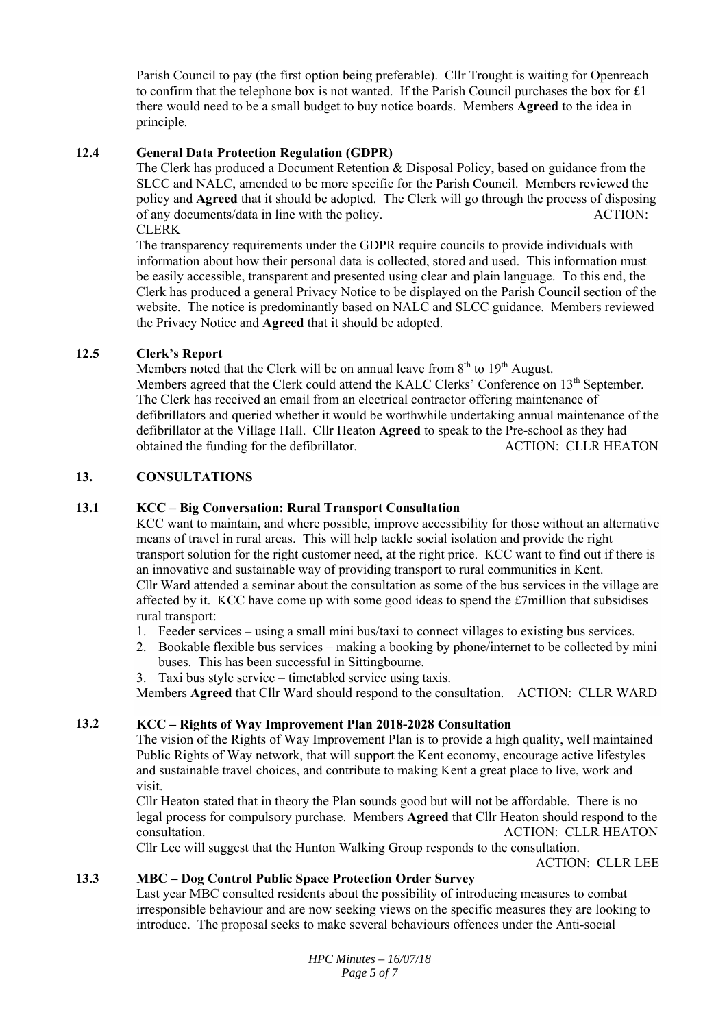Parish Council to pay (the first option being preferable). Cllr Trought is waiting for Openreach to confirm that the telephone box is not wanted. If the Parish Council purchases the box for £1 there would need to be a small budget to buy notice boards. Members **Agreed** to the idea in principle.

### 12.4 General Data Protection Regulation (GDPR)

The Clerk has produced a Document Retention & Disposal Policy, based on guidance from the SLCC and NALC, amended to be more specific for the Parish Council. Members reviewed the policy and **Agreed** that it should be adopted. The Clerk will go through the process of disposing of any documents/data in line with the policy. ACTION: CLERK

The transparency requirements under the GDPR require councils to provide individuals with information about how their personal data is collected, stored and used. This information must be easily accessible, transparent and presented using clear and plain language. To this end, the Clerk has produced a general Privacy Notice to be displayed on the Parish Council section of the website. The notice is predominantly based on NALC and SLCC guidance. Members reviewed the Privacy Notice and **Agreed** that it should be adopted.

### 12.5 Clerk's Report

Members noted that the Clerk will be on annual leave from 8th to 19th August.
Members agreed that the Clerk could attend the KALC Clerks' Conference on 13th September.
The Clerk has received an email from an electrical contractor offering maintenance of defibrillators and queried whether it would be worthwhile undertaking annual maintenance of the defibrillator at the Village Hall. Cllr Heaton **Agreed** to speak to the Pre-school as they had obtained the funding for the defibrillator. ACTION: CLLR HEATON

## 13. CONSULTATIONS

### 13.1 KCC – Big Conversation: Rural Transport Consultation

KCC want to maintain, and where possible, improve accessibility for those without an alternative means of travel in rural areas. This will help tackle social isolation and provide the right transport solution for the right customer need, at the right price. KCC want to find out if there is an innovative and sustainable way of providing transport to rural communities in Kent.
Cllr Ward attended a seminar about the consultation as some of the bus services in the village are affected by it. KCC have come up with some good ideas to spend the £7million that subsidises rural transport:

1. Feeder services – using a small mini bus/taxi to connect villages to existing bus services.
2. Bookable flexible bus services – making a booking by phone/internet to be collected by mini buses. This has been successful in Sittingbourne.
3. Taxi bus style service – timetabled service using taxis.

Members **Agreed** that Cllr Ward should respond to the consultation. ACTION: CLLR WARD

### 13.2 KCC – Rights of Way Improvement Plan 2018-2028 Consultation

The vision of the Rights of Way Improvement Plan is to provide a high quality, well maintained Public Rights of Way network, that will support the Kent economy, encourage active lifestyles and sustainable travel choices, and contribute to making Kent a great place to live, work and visit.
Cllr Heaton stated that in theory the Plan sounds good but will not be affordable. There is no legal process for compulsory purchase. Members **Agreed** that Cllr Heaton should respond to the consultation. ACTION: CLLR HEATON
Cllr Lee will suggest that the Hunton Walking Group responds to the consultation.
ACTION: CLLR LEE

### 13.3 MBC – Dog Control Public Space Protection Order Survey

Last year MBC consulted residents about the possibility of introducing measures to combat irresponsible behaviour and are now seeking views on the specific measures they are looking to introduce. The proposal seeks to make several behaviours offences under the Anti-social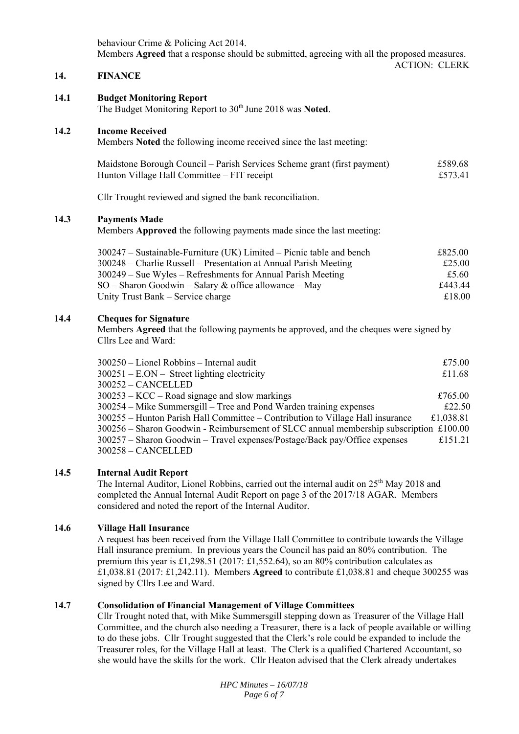behaviour Crime & Policing Act 2014.

Members **Agreed** that a response should be submitted, agreeing with all the proposed measures.

ACTION: CLERK

## 14. FINANCE

### 14.1 Budget Monitoring Report

The Budget Monitoring Report to 30th June 2018 was **Noted**.

### 14.2 Income Received

Members **Noted** the following income received since the last meeting:

| | |
|---|---|
| Maidstone Borough Council – Parish Services Scheme grant (first payment) | £589.68 |
| Hunton Village Hall Committee – FIT receipt | £573.41 |

Cllr Trought reviewed and signed the bank reconciliation.

### 14.3 Payments Made

Members **Approved** the following payments made since the last meeting:

| | |
|---|---|
| 300247 – Sustainable-Furniture (UK) Limited – Picnic table and bench | £825.00 |
| 300248 – Charlie Russell – Presentation at Annual Parish Meeting | £25.00 |
| 300249 – Sue Wyles – Refreshments for Annual Parish Meeting | £5.60 |
| SO – Sharon Goodwin – Salary & office allowance – May | £443.44 |
| Unity Trust Bank – Service charge | £18.00 |

### 14.4 Cheques for Signature

Members **Agreed** that the following payments be approved, and the cheques were signed by Cllrs Lee and Ward:

| | |
|---|---|
| 300250 – Lionel Robbins – Internal audit | £75.00 |
| 300251 – E.ON – Street lighting electricity | £11.68 |
| 300252 – CANCELLED | |
| 300253 – KCC – Road signage and slow markings | £765.00 |
| 300254 – Mike Summersgill – Tree and Pond Warden training expenses | £22.50 |
| 300255 – Hunton Parish Hall Committee – Contribution to Village Hall insurance | £1,038.81 |
| 300256 – Sharon Goodwin - Reimbursement of SLCC annual membership subscription | £100.00 |
| 300257 – Sharon Goodwin – Travel expenses/Postage/Back pay/Office expenses | £151.21 |
| 300258 – CANCELLED | |

### 14.5 Internal Audit Report

The Internal Auditor, Lionel Robbins, carried out the internal audit on 25th May 2018 and completed the Annual Internal Audit Report on page 3 of the 2017/18 AGAR. Members considered and noted the report of the Internal Auditor.

### 14.6 Village Hall Insurance

A request has been received from the Village Hall Committee to contribute towards the Village Hall insurance premium. In previous years the Council has paid an 80% contribution. The premium this year is £1,298.51 (2017: £1,552.64), so an 80% contribution calculates as £1,038.81 (2017: £1,242.11). Members **Agreed** to contribute £1,038.81 and cheque 300255 was signed by Cllrs Lee and Ward.

### 14.7 Consolidation of Financial Management of Village Committees

Cllr Trought noted that, with Mike Summersgill stepping down as Treasurer of the Village Hall Committee, and the church also needing a Treasurer, there is a lack of people available or willing to do these jobs. Cllr Trought suggested that the Clerk's role could be expanded to include the Treasurer roles, for the Village Hall at least. The Clerk is a qualified Chartered Accountant, so she would have the skills for the work. Cllr Heaton advised that the Clerk already undertakes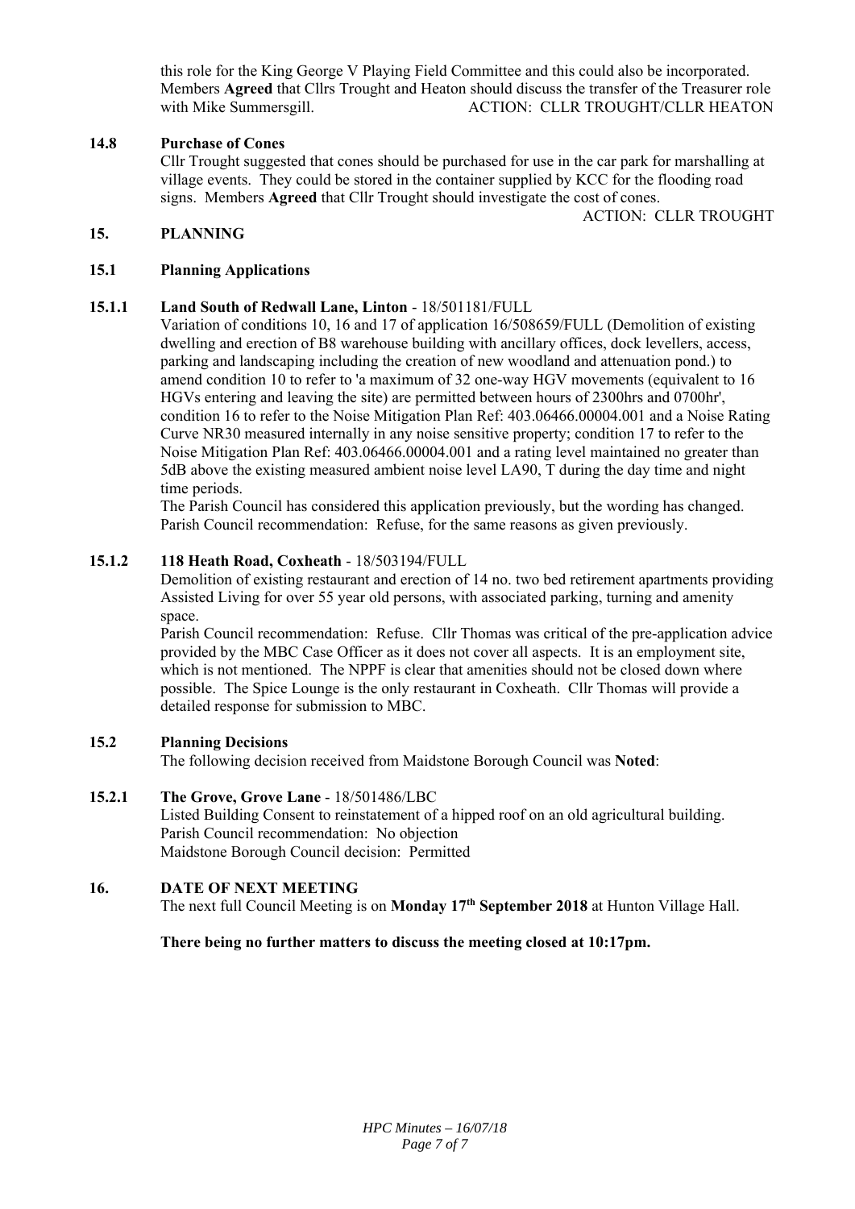this role for the King George V Playing Field Committee and this could also be incorporated. Members **Agreed** that Cllrs Trought and Heaton should discuss the transfer of the Treasurer role with Mike Summersgill. ACTION: CLLR TROUGHT/CLLR HEATON

### 14.8 Purchase of Cones

Cllr Trought suggested that cones should be purchased for use in the car park for marshalling at village events. They could be stored in the container supplied by KCC for the flooding road signs. Members **Agreed** that Cllr Trought should investigate the cost of cones.

ACTION: CLLR TROUGHT

## 15. PLANNING

### 15.1 Planning Applications

#### 15.1.1 Land South of Redwall Lane, Linton - 18/501181/FULL

Variation of conditions 10, 16 and 17 of application 16/508659/FULL (Demolition of existing dwelling and erection of B8 warehouse building with ancillary offices, dock levellers, access, parking and landscaping including the creation of new woodland and attenuation pond.) to amend condition 10 to refer to 'a maximum of 32 one-way HGV movements (equivalent to 16 HGVs entering and leaving the site) are permitted between hours of 2300hrs and 0700hr', condition 16 to refer to the Noise Mitigation Plan Ref: 403.06466.00004.001 and a Noise Rating Curve NR30 measured internally in any noise sensitive property; condition 17 to refer to the Noise Mitigation Plan Ref: 403.06466.00004.001 and a rating level maintained no greater than 5dB above the existing measured ambient noise level LA90, T during the day time and night time periods.

The Parish Council has considered this application previously, but the wording has changed. Parish Council recommendation: Refuse, for the same reasons as given previously.

#### 15.1.2 118 Heath Road, Coxheath - 18/503194/FULL

Demolition of existing restaurant and erection of 14 no. two bed retirement apartments providing Assisted Living for over 55 year old persons, with associated parking, turning and amenity space.

Parish Council recommendation: Refuse. Cllr Thomas was critical of the pre-application advice provided by the MBC Case Officer as it does not cover all aspects. It is an employment site, which is not mentioned. The NPPF is clear that amenities should not be closed down where possible. The Spice Lounge is the only restaurant in Coxheath. Cllr Thomas will provide a detailed response for submission to MBC.

### 15.2 Planning Decisions

The following decision received from Maidstone Borough Council was **Noted**:

#### 15.2.1 The Grove, Grove Lane - 18/501486/LBC

Listed Building Consent to reinstatement of a hipped roof on an old agricultural building.
Parish Council recommendation: No objection
Maidstone Borough Council decision: Permitted

## 16. DATE OF NEXT MEETING

The next full Council Meeting is on **Monday 17th September 2018** at Hunton Village Hall.

**There being no further matters to discuss the meeting closed at 10:17pm.**